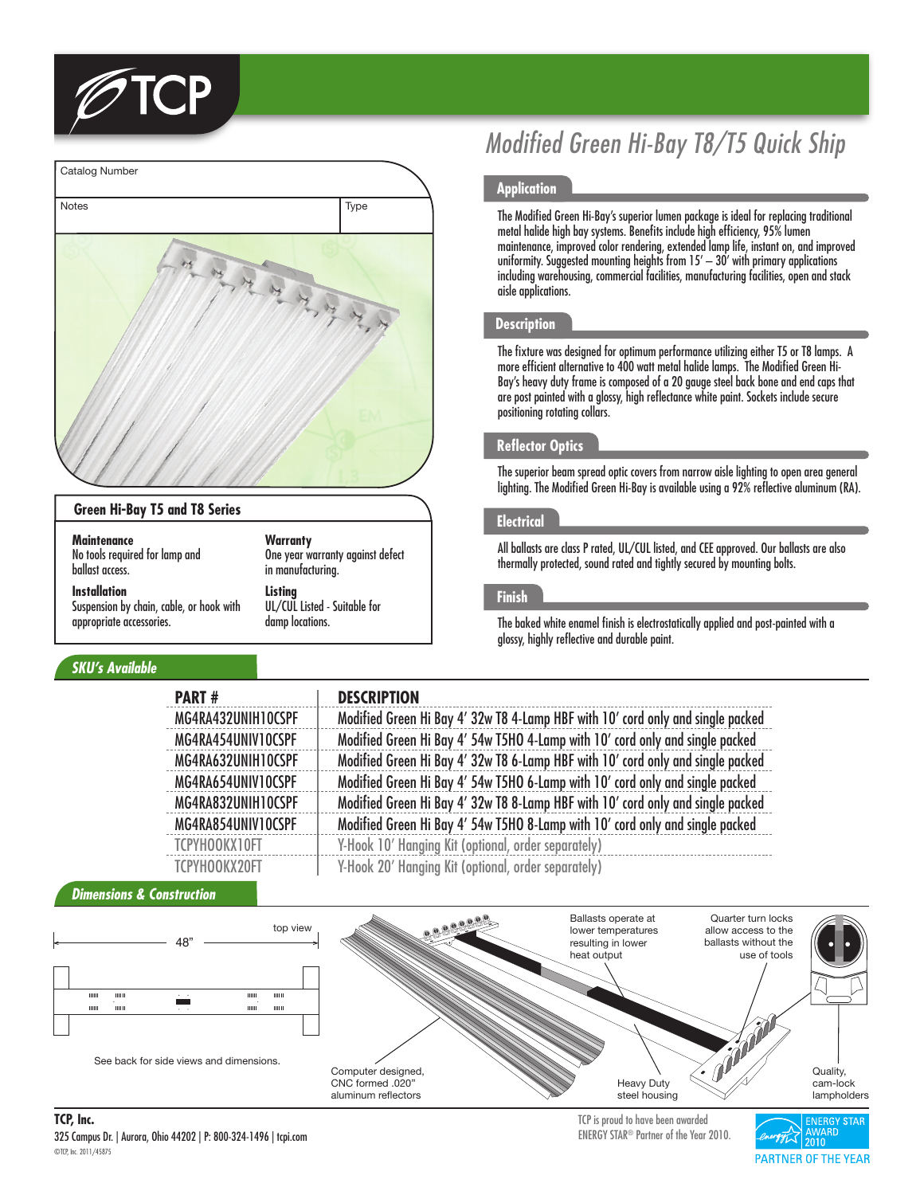# Modified Green Hi-Bay T8/T5 Quick Ship

Catalog Number

Notes | Type

## Green Hi-Bay T5 and T8 Series

**Maintenance**
No tools required for lamp and ballast access.

**Installation**
Suspension by chain, cable, or hook with appropriate accessories.

**Warranty**
One year warranty against defect in manufacturing.

**Listing**
UL/CUL Listed - Suitable for damp locations.

## Application

The Modified Green Hi-Bay's superior lumen package is ideal for replacing traditional metal halide high bay systems. Benefits include high efficiency, 95% lumen maintenance, improved color rendering, extended lamp life, instant on, and improved uniformity. Suggested mounting heights from 15' – 30' with primary applications including warehousing, commercial facilities, manufacturing facilities, open and stack aisle applications.

## Description

The fixture was designed for optimum performance utilizing either T5 or T8 lamps. A more efficient alternative to 400 watt metal halide lamps. The Modified Green Hi-Bay's heavy duty frame is composed of a 20 gauge steel back bone and end caps that are post painted with a glossy, high reflectance white paint. Sockets include secure positioning rotating collars.

## Reflector Optics

The superior beam spread optic covers from narrow aisle lighting to open area general lighting. The Modified Green Hi-Bay is available using a 92% reflective aluminum (RA).

## Electrical

All ballasts are class P rated, UL/CUL listed, and CEE approved. Our ballasts are also thermally protected, sound rated and tightly secured by mounting bolts.

## Finish

The baked white enamel finish is electrostatically applied and post-painted with a glossy, highly reflective and durable paint.

## SKU's Available

| PART # | DESCRIPTION |
|---|---|
| MG4RA432UNIH10CSPF | Modified Green Hi Bay 4' 32w T8 4-Lamp HBF with 10' cord only and single packed |
| MG4RA454UNIV10CSPF | Modified Green Hi Bay 4' 54w T5HO 4-Lamp with 10' cord only and single packed |
| MG4RA632UNIH10CSPF | Modified Green Hi Bay 4' 32w T8 6-Lamp HBF with 10' cord only and single packed |
| MG4RA654UNIV10CSPF | Modified Green Hi Bay 4' 54w T5HO 6-Lamp with 10' cord only and single packed |
| MG4RA832UNIH10CSPF | Modified Green Hi Bay 4' 32w T8 8-Lamp HBF with 10' cord only and single packed |
| MG4RA854UNIV10CSPF | Modified Green Hi Bay 4' 54w T5HO 8-Lamp with 10' cord only and single packed |
| TCPYHOOKX10FT | Y-Hook 10' Hanging Kit (optional, order separately) |
| TCPYHOOKX20FT | Y-Hook 20' Hanging Kit (optional, order separately) |

## Dimensions & Construction

top view

48"

See back for side views and dimensions.

Ballasts operate at lower temperatures resulting in lower heat output

Quarter turn locks allow access to the ballasts without the use of tools

Computer designed, CNC formed .020" aluminum reflectors

Heavy Duty steel housing

Quality, cam-lock lampholders

**TCP, Inc.**
325 Campus Dr. | Aurora, Ohio 44202 | P: 800-324-1496 | tcpi.com
©TCP, Inc. 2011/45875

TCP is proud to have been awarded ENERGY STAR® Partner of the Year 2010.

ENERGY STAR AWARD 2010
PARTNER OF THE YEAR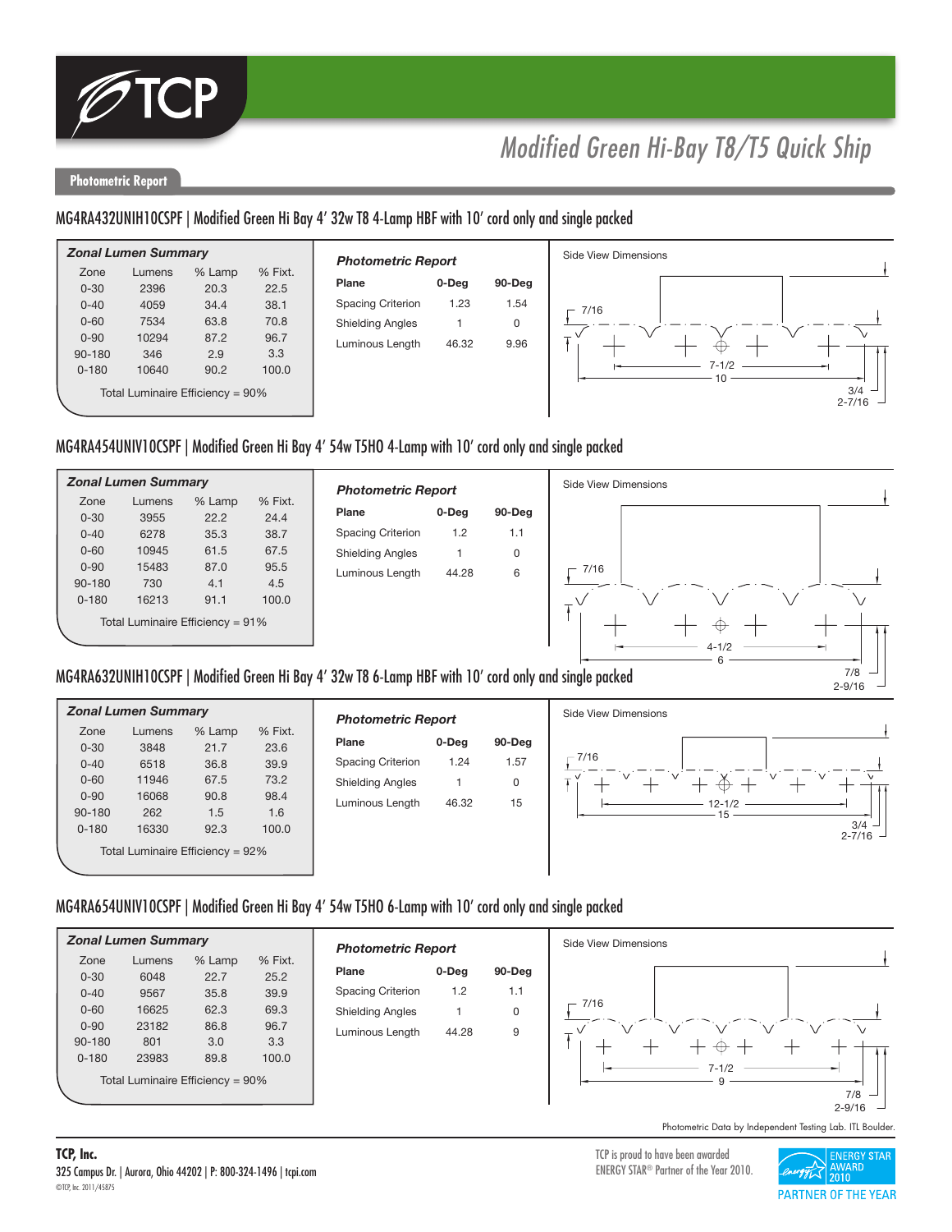# Modified Green Hi-Bay T8/T5 Quick Ship

## Photometric Report

### MG4RA432UNIH10CSPF | Modified Green Hi Bay 4' 32w T8 4-Lamp HBF with 10' cord only and single packed

**Zonal Lumen Summary**

| Zone | Lumens | % Lamp | % Fixt. |
|---|---|---|---|
| 0-30 | 2396 | 20.3 | 22.5 |
| 0-40 | 4059 | 34.4 | 38.1 |
| 0-60 | 7534 | 63.8 | 70.8 |
| 0-90 | 10294 | 87.2 | 96.7 |
| 90-180 | 346 | 2.9 | 3.3 |
| 0-180 | 10640 | 90.2 | 100.0 |

Total Luminaire Efficiency = 90%

**Photometric Report**

| Plane | 0-Deg | 90-Deg |
|---|---|---|
| Spacing Criterion | 1.23 | 1.54 |
| Shielding Angles | 1 | 0 |
| Luminous Length | 46.32 | 9.96 |

Side View Dimensions

7/16
7-1/2
10
3/4
2-7/16

### MG4RA454UNIV10CSPF | Modified Green Hi Bay 4' 54w T5HO 4-Lamp with 10' cord only and single packed

**Zonal Lumen Summary**

| Zone | Lumens | % Lamp | % Fixt. |
|---|---|---|---|
| 0-30 | 3955 | 22.2 | 24.4 |
| 0-40 | 6278 | 35.3 | 38.7 |
| 0-60 | 10945 | 61.5 | 67.5 |
| 0-90 | 15483 | 87.0 | 95.5 |
| 90-180 | 730 | 4.1 | 4.5 |
| 0-180 | 16213 | 91.1 | 100.0 |

Total Luminaire Efficiency = 91%

**Photometric Report**

| Plane | 0-Deg | 90-Deg |
|---|---|---|
| Spacing Criterion | 1.2 | 1.1 |
| Shielding Angles | 1 | 0 |
| Luminous Length | 44.28 | 6 |

Side View Dimensions

7/16
4-1/2
6
7/8
2-9/16

### MG4RA632UNIH10CSPF | Modified Green Hi Bay 4' 32w T8 6-Lamp HBF with 10' cord only and single packed

**Zonal Lumen Summary**

| Zone | Lumens | % Lamp | % Fixt. |
|---|---|---|---|
| 0-30 | 3848 | 21.7 | 23.6 |
| 0-40 | 6518 | 36.8 | 39.9 |
| 0-60 | 11946 | 67.5 | 73.2 |
| 0-90 | 16068 | 90.8 | 98.4 |
| 90-180 | 262 | 1.5 | 1.6 |
| 0-180 | 16330 | 92.3 | 100.0 |

Total Luminaire Efficiency = 92%

**Photometric Report**

| Plane | 0-Deg | 90-Deg |
|---|---|---|
| Spacing Criterion | 1.24 | 1.57 |
| Shielding Angles | 1 | 0 |
| Luminous Length | 46.32 | 15 |

Side View Dimensions

7/16
12-1/2
15
3/4
2-7/16

### MG4RA654UNIV10CSPF | Modified Green Hi Bay 4' 54w T5HO 6-Lamp with 10' cord only and single packed

**Zonal Lumen Summary**

| Zone | Lumens | % Lamp | % Fixt. |
|---|---|---|---|
| 0-30 | 6048 | 22.7 | 25.2 |
| 0-40 | 9567 | 35.8 | 39.9 |
| 0-60 | 16625 | 62.3 | 69.3 |
| 0-90 | 23182 | 86.8 | 96.7 |
| 90-180 | 801 | 3.0 | 3.3 |
| 0-180 | 23983 | 89.8 | 100.0 |

Total Luminaire Efficiency = 90%

**Photometric Report**

| Plane | 0-Deg | 90-Deg |
|---|---|---|
| Spacing Criterion | 1.2 | 1.1 |
| Shielding Angles | 1 | 0 |
| Luminous Length | 44.28 | 9 |

Side View Dimensions

7/16
7-1/2
9
7/8
2-9/16

Photometric Data by Independent Testing Lab. ITL Boulder.

**TCP, Inc.**
325 Campus Dr. | Aurora, Ohio 44202 | P: 800-324-1496 | tcpi.com
©TCP, Inc. 2011/45875

TCP is proud to have been awarded ENERGY STAR® Partner of the Year 2010.

ENERGY STAR AWARD 2010
PARTNER OF THE YEAR